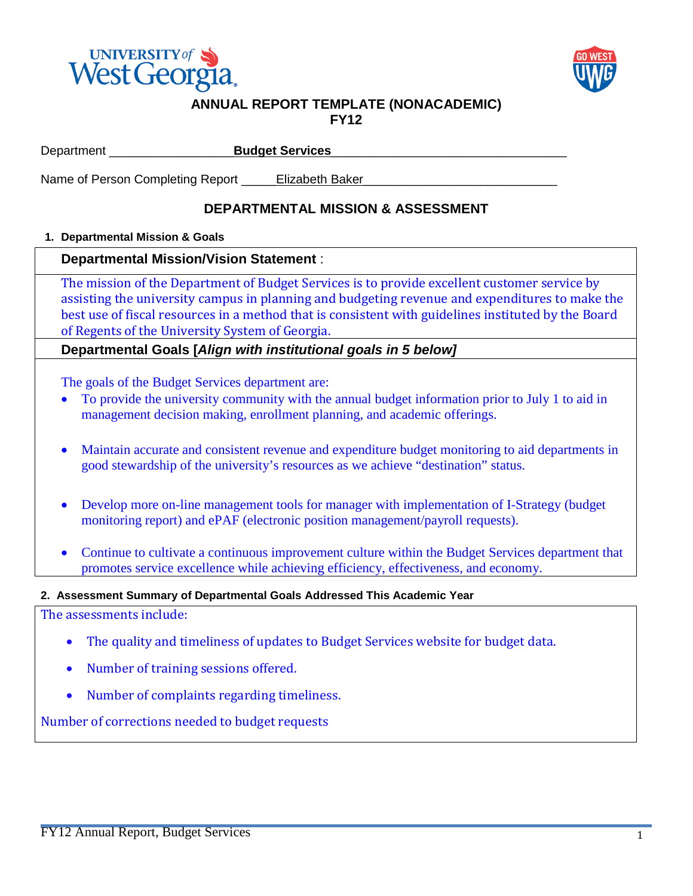# ANNUAL REPORT TEMPLATE (NONACADEMIC)
## FY12

Department **Budget Services**

Name of Person Completing Report Elizabeth Baker

## DEPARTMENTAL MISSION & ASSESSMENT

### 1. Departmental Mission & Goals

**Departmental Mission/Vision Statement** :

The mission of the Department of Budget Services is to provide excellent customer service by assisting the university campus in planning and budgeting revenue and expenditures to make the best use of fiscal resources in a method that is consistent with guidelines instituted by the Board of Regents of the University System of Georgia.

**Departmental Goals [*Align with institutional goals in 5 below]***

The goals of the Budget Services department are:

- To provide the university community with the annual budget information prior to July 1 to aid in management decision making, enrollment planning, and academic offerings.
- Maintain accurate and consistent revenue and expenditure budget monitoring to aid departments in good stewardship of the university's resources as we achieve "destination" status.
- Develop more on-line management tools for manager with implementation of I-Strategy (budget monitoring report) and ePAF (electronic position management/payroll requests).
- Continue to cultivate a continuous improvement culture within the Budget Services department that promotes service excellence while achieving efficiency, effectiveness, and economy.

### 2. Assessment Summary of Departmental Goals Addressed This Academic Year

The assessments include:

- The quality and timeliness of updates to Budget Services website for budget data.
- Number of training sessions offered.
- Number of complaints regarding timeliness.

Number of corrections needed to budget requests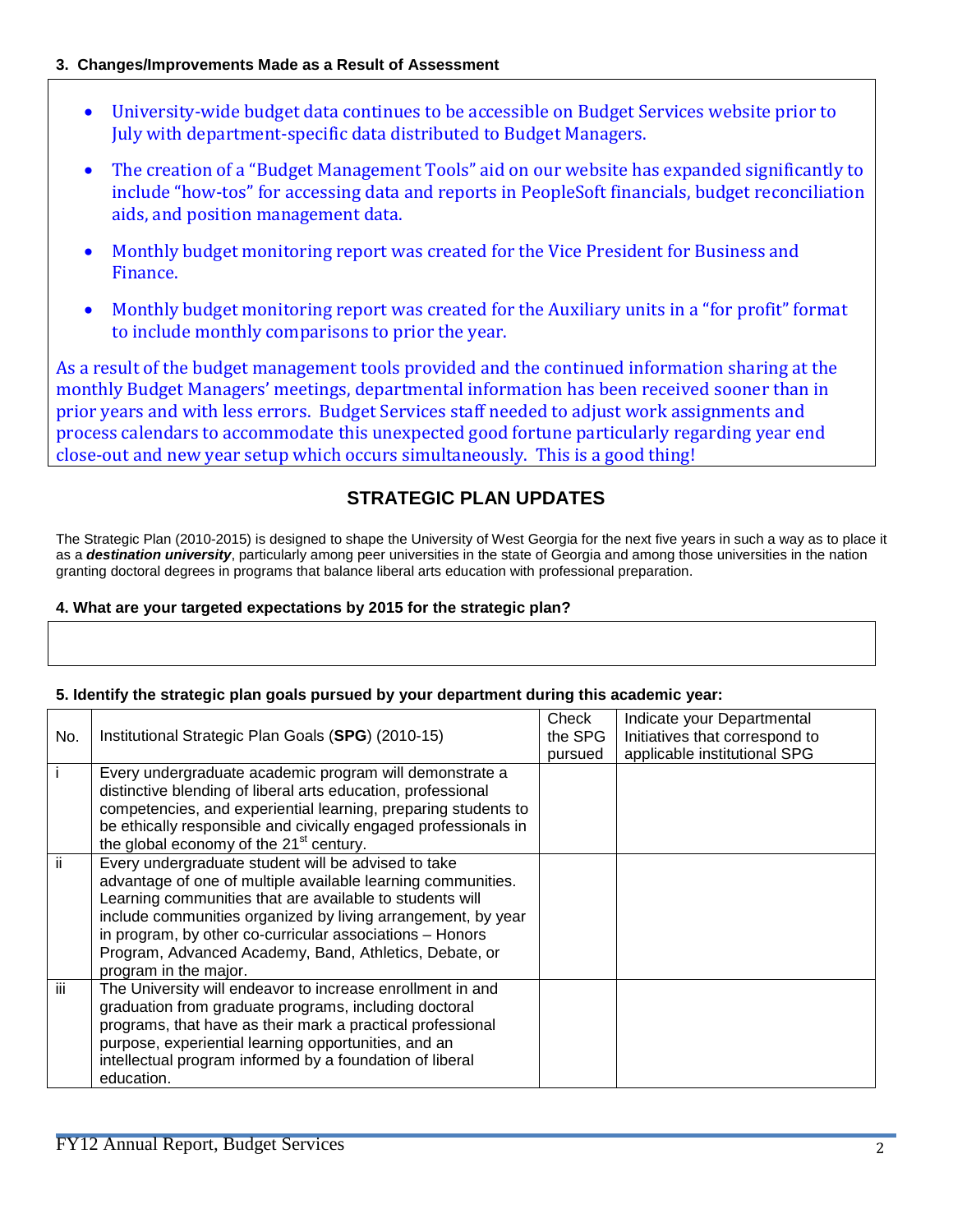### 3. Changes/Improvements Made as a Result of Assessment

- University-wide budget data continues to be accessible on Budget Services website prior to July with department-specific data distributed to Budget Managers.
- The creation of a "Budget Management Tools" aid on our website has expanded significantly to include "how-tos" for accessing data and reports in PeopleSoft financials, budget reconciliation aids, and position management data.
- Monthly budget monitoring report was created for the Vice President for Business and Finance.
- Monthly budget monitoring report was created for the Auxiliary units in a "for profit" format to include monthly comparisons to prior the year.

As a result of the budget management tools provided and the continued information sharing at the monthly Budget Managers' meetings, departmental information has been received sooner than in prior years and with less errors. Budget Services staff needed to adjust work assignments and process calendars to accommodate this unexpected good fortune particularly regarding year end close-out and new year setup which occurs simultaneously. This is a good thing!

## STRATEGIC PLAN UPDATES

The Strategic Plan (2010-2015) is designed to shape the University of West Georgia for the next five years in such a way as to place it as a ***destination university***, particularly among peer universities in the state of Georgia and among those universities in the nation granting doctoral degrees in programs that balance liberal arts education with professional preparation.

### 4. What are your targeted expectations by 2015 for the strategic plan?

### 5. Identify the strategic plan goals pursued by your department during this academic year:

| No. | Institutional Strategic Plan Goals (**SPG**) (2010-15) | Check the SPG pursued | Indicate your Departmental Initiatives that correspond to applicable institutional SPG |
|---|---|---|---|
| i | Every undergraduate academic program will demonstrate a distinctive blending of liberal arts education, professional competencies, and experiential learning, preparing students to be ethically responsible and civically engaged professionals in the global economy of the 21st century. | | |
| ii | Every undergraduate student will be advised to take advantage of one of multiple available learning communities. Learning communities that are available to students will include communities organized by living arrangement, by year in program, by other co-curricular associations – Honors Program, Advanced Academy, Band, Athletics, Debate, or program in the major. | | |
| iii | The University will endeavor to increase enrollment in and graduation from graduate programs, including doctoral programs, that have as their mark a practical professional purpose, experiential learning opportunities, and an intellectual program informed by a foundation of liberal education. | | |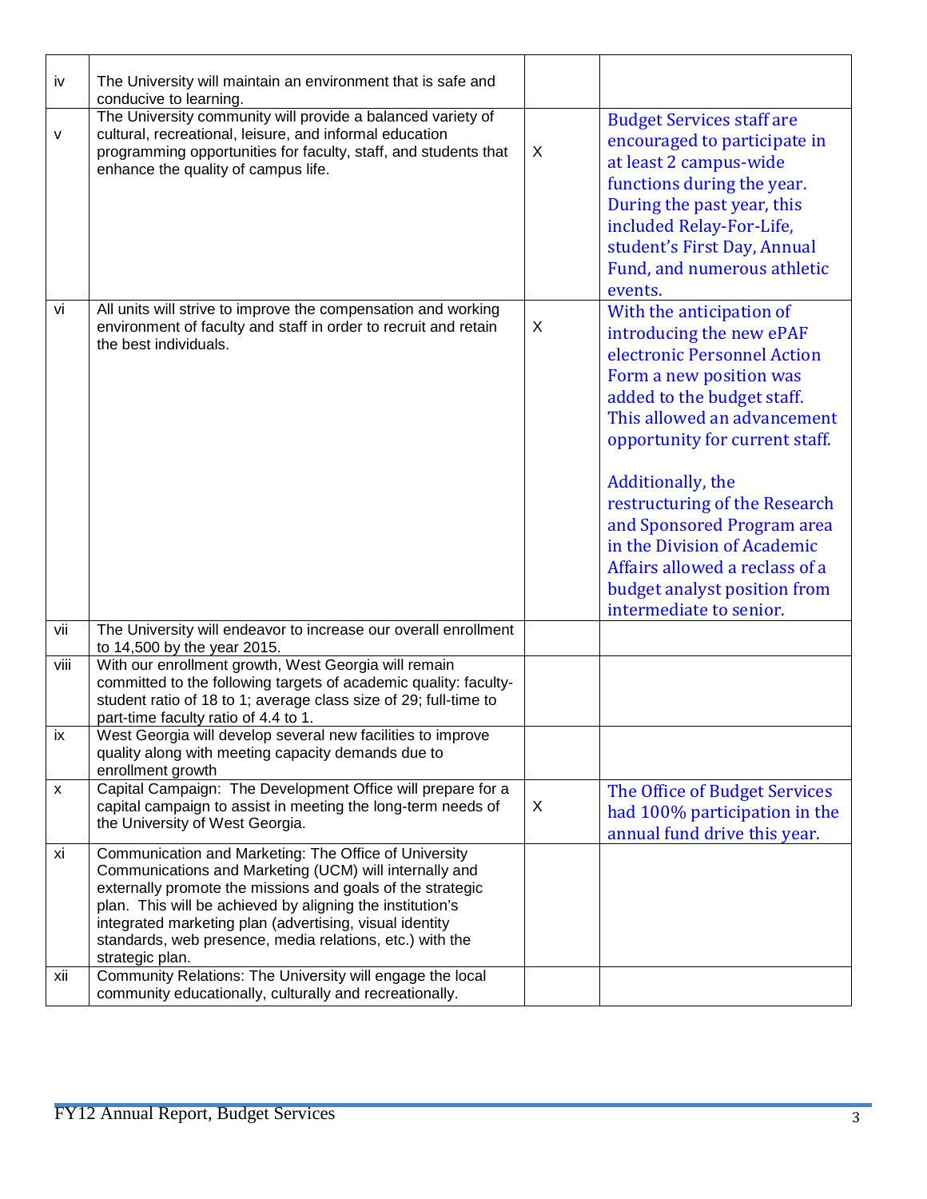| | | | |
|---|---|---|---|
| iv | The University will maintain an environment that is safe and conducive to learning. | | |
| v | The University community will provide a balanced variety of cultural, recreational, leisure, and informal education programming opportunities for faculty, staff, and students that enhance the quality of campus life. | X | Budget Services staff are encouraged to participate in at least 2 campus-wide functions during the year. During the past year, this included Relay-For-Life, student's First Day, Annual Fund, and numerous athletic events. |
| vi | All units will strive to improve the compensation and working environment of faculty and staff in order to recruit and retain the best individuals. | X | With the anticipation of introducing the new ePAF electronic Personnel Action Form a new position was added to the budget staff. This allowed an advancement opportunity for current staff.<br><br>Additionally, the restructuring of the Research and Sponsored Program area in the Division of Academic Affairs allowed a reclass of a budget analyst position from intermediate to senior. |
| vii | The University will endeavor to increase our overall enrollment to 14,500 by the year 2015. | | |
| viii | With our enrollment growth, West Georgia will remain committed to the following targets of academic quality: faculty-student ratio of 18 to 1; average class size of 29; full-time to part-time faculty ratio of 4.4 to 1. | | |
| ix | West Georgia will develop several new facilities to improve quality along with meeting capacity demands due to enrollment growth | | |
| x | Capital Campaign: The Development Office will prepare for a capital campaign to assist in meeting the long-term needs of the University of West Georgia. | X | The Office of Budget Services had 100% participation in the annual fund drive this year. |
| xi | Communication and Marketing: The Office of University Communications and Marketing (UCM) will internally and externally promote the missions and goals of the strategic plan. This will be achieved by aligning the institution's integrated marketing plan (advertising, visual identity standards, web presence, media relations, etc.) with the strategic plan. | | |
| xii | Community Relations: The University will engage the local community educationally, culturally and recreationally. | | |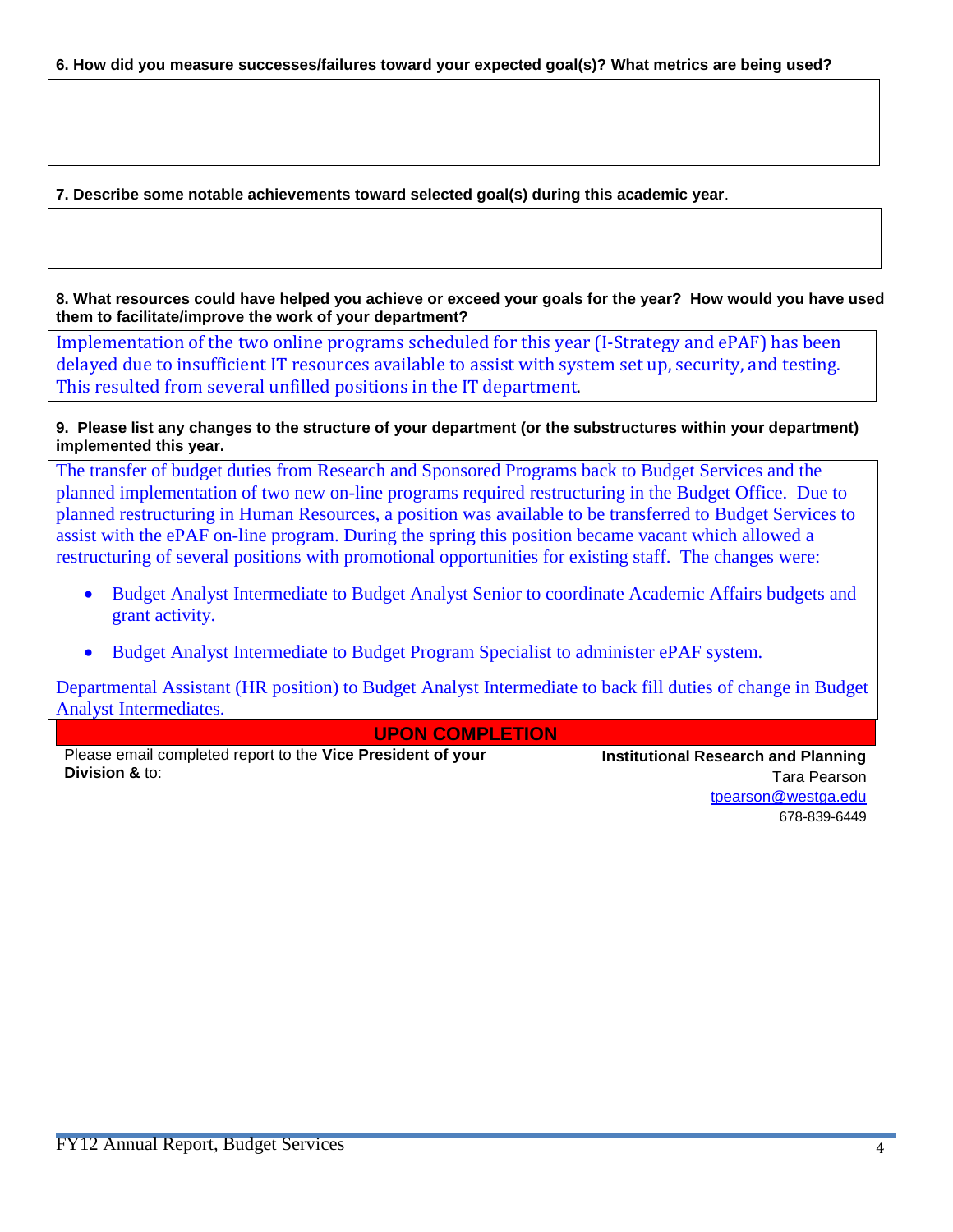**6. How did you measure successes/failures toward your expected goal(s)? What metrics are being used?**

**7. Describe some notable achievements toward selected goal(s) during this academic year**.

**8. What resources could have helped you achieve or exceed your goals for the year? How would you have used them to facilitate/improve the work of your department?**

Implementation of the two online programs scheduled for this year (I-Strategy and ePAF) has been delayed due to insufficient IT resources available to assist with system set up, security, and testing. This resulted from several unfilled positions in the IT department.

**9. Please list any changes to the structure of your department (or the substructures within your department) implemented this year.**

The transfer of budget duties from Research and Sponsored Programs back to Budget Services and the planned implementation of two new on-line programs required restructuring in the Budget Office. Due to planned restructuring in Human Resources, a position was available to be transferred to Budget Services to assist with the ePAF on-line program. During the spring this position became vacant which allowed a restructuring of several positions with promotional opportunities for existing staff. The changes were:

- Budget Analyst Intermediate to Budget Analyst Senior to coordinate Academic Affairs budgets and grant activity.
- Budget Analyst Intermediate to Budget Program Specialist to administer ePAF system.

Departmental Assistant (HR position) to Budget Analyst Intermediate to back fill duties of change in Budget Analyst Intermediates.

**UPON COMPLETION**

Please email completed report to the **Vice President of your Division &** to:

**Institutional Research and Planning**
Tara Pearson
tpearson@westga.edu
678-839-6449